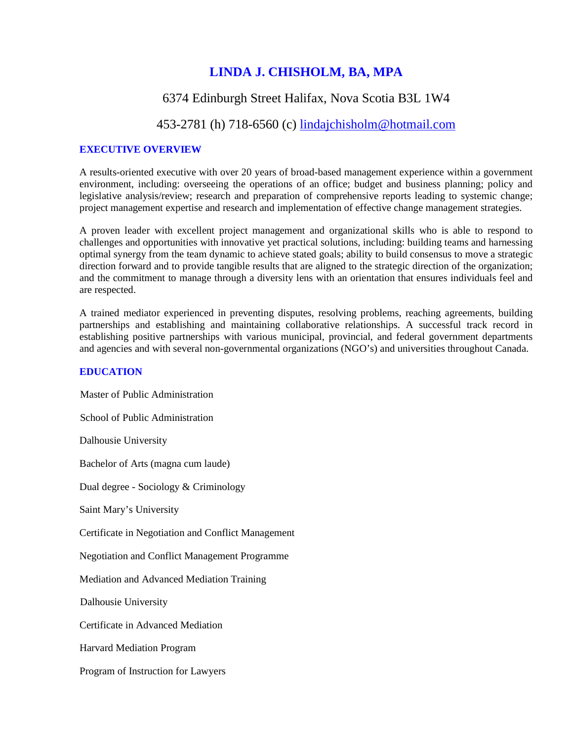# LINDA J. CHISHOLM, BA, MPA

6374 Edinburgh Street Halifax, Nova Scotia B3L 1W4

453-2781 (h) 718-6560 (c) lindajchisholm@hotmail.com

## EXECUTIVE OVERVIEW

A results-oriented executive with over 20 years of broad-based management experience within a government environment, including: overseeing the operations of an office; budget and business planning; policy and legislative analysis/review; research and preparation of comprehensive reports leading to systemic change; project management expertise and research and implementation of effective change management strategies.

A proven leader with excellent project management and organizational skills who is able to respond to challenges and opportunities with innovative yet practical solutions, including: building teams and harnessing optimal synergy from the team dynamic to achieve stated goals; ability to build consensus to move a strategic direction forward and to provide tangible results that are aligned to the strategic direction of the organization; and the commitment to manage through a diversity lens with an orientation that ensures individuals feel and are respected.

A trained mediator experienced in preventing disputes, resolving problems, reaching agreements, building partnerships and establishing and maintaining collaborative relationships. A successful track record in establishing positive partnerships with various municipal, provincial, and federal government departments and agencies and with several non-governmental organizations (NGO's) and universities throughout Canada.

## EDUCATION

Master of Public Administration

School of Public Administration

Dalhousie University

Bachelor of Arts (magna cum laude)

Dual degree - Sociology & Criminology

Saint Mary's University

Certificate in Negotiation and Conflict Management

Negotiation and Conflict Management Programme

Mediation and Advanced Mediation Training

Dalhousie University

Certificate in Advanced Mediation

Harvard Mediation Program

Program of Instruction for Lawyers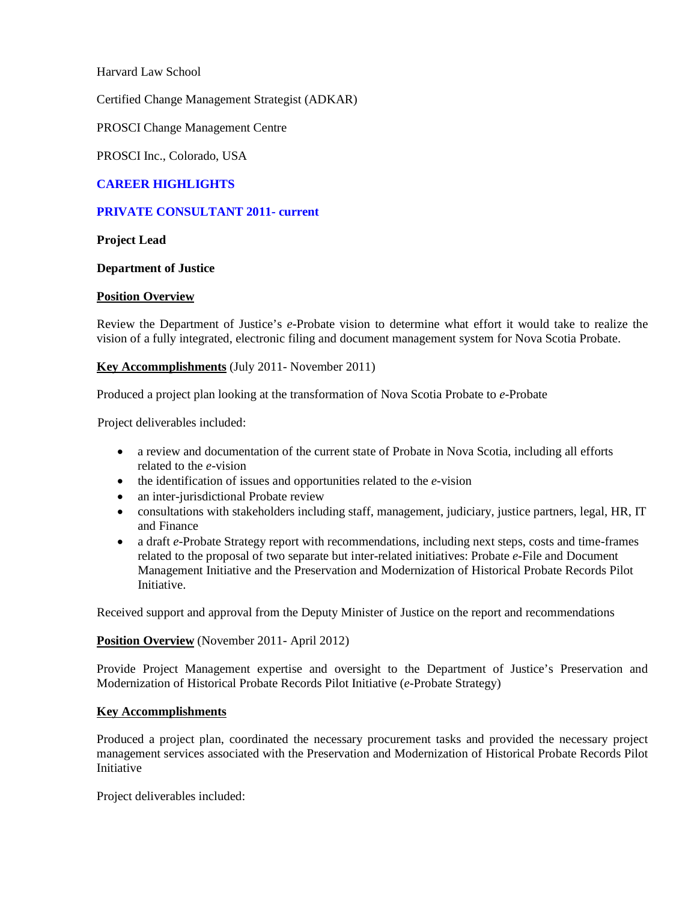Harvard Law School

Certified Change Management Strategist (ADKAR)

PROSCI Change Management Centre

PROSCI Inc., Colorado, USA

## CAREER HIGHLIGHTS

### PRIVATE CONSULTANT 2011- current

**Project Lead**

**Department of Justice**

**Position Overview**

Review the Department of Justice's *e*-Probate vision to determine what effort it would take to realize the vision of a fully integrated, electronic filing and document management system for Nova Scotia Probate.

**Key Accommplishments** (July 2011- November 2011)

Produced a project plan looking at the transformation of Nova Scotia Probate to *e*-Probate

Project deliverables included:

- a review and documentation of the current state of Probate in Nova Scotia, including all efforts related to the *e*-vision
- the identification of issues and opportunities related to the *e*-vision
- an inter-jurisdictional Probate review
- consultations with stakeholders including staff, management, judiciary, justice partners, legal, HR, IT and Finance
- a draft *e*-Probate Strategy report with recommendations, including next steps, costs and time-frames related to the proposal of two separate but inter-related initiatives: Probate *e*-File and Document Management Initiative and the Preservation and Modernization of Historical Probate Records Pilot Initiative.

Received support and approval from the Deputy Minister of Justice on the report and recommendations

**Position Overview** (November 2011- April 2012)

Provide Project Management expertise and oversight to the Department of Justice's Preservation and Modernization of Historical Probate Records Pilot Initiative (*e*-Probate Strategy)

**Key Accommplishments**

Produced a project plan, coordinated the necessary procurement tasks and provided the necessary project management services associated with the Preservation and Modernization of Historical Probate Records Pilot Initiative

Project deliverables included: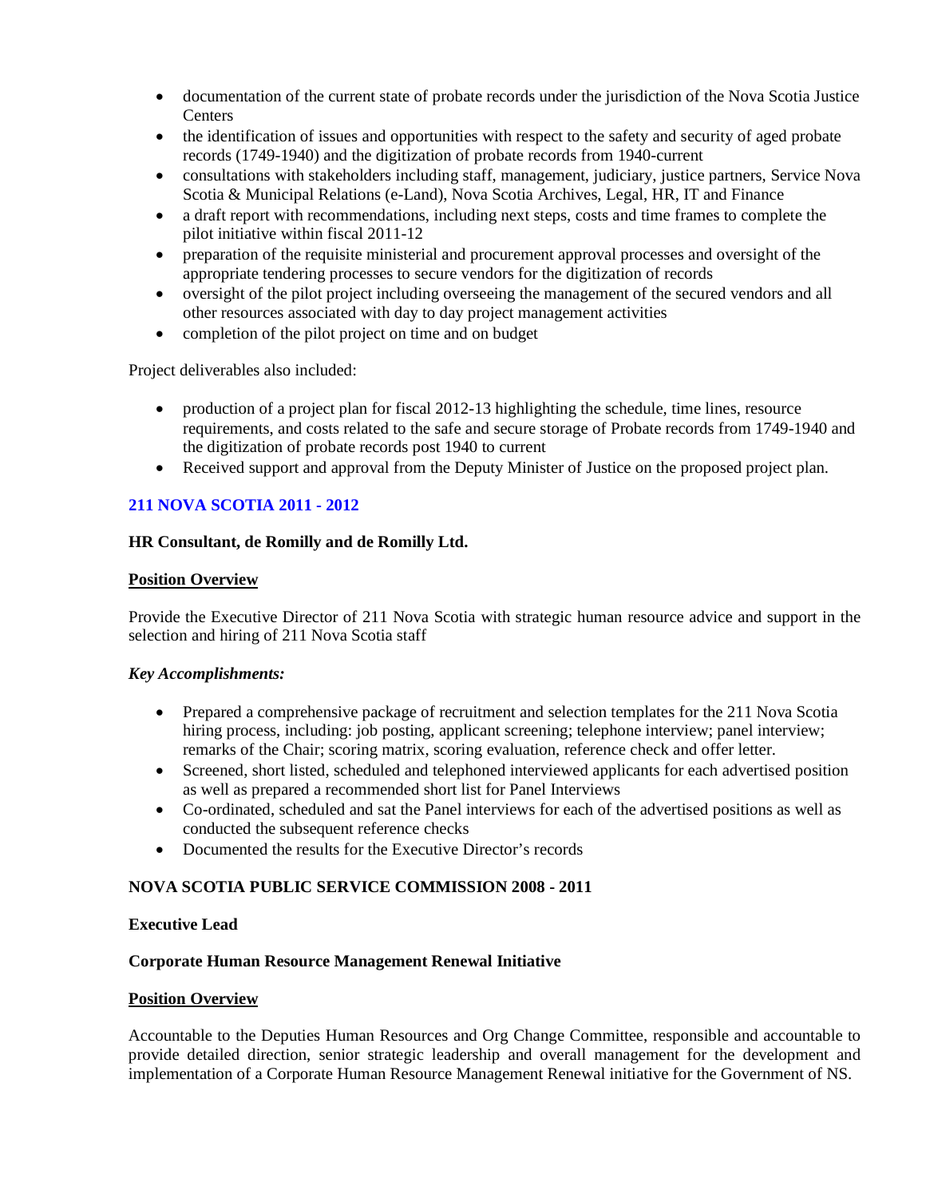- documentation of the current state of probate records under the jurisdiction of the Nova Scotia Justice Centers
- the identification of issues and opportunities with respect to the safety and security of aged probate records (1749-1940) and the digitization of probate records from 1940-current
- consultations with stakeholders including staff, management, judiciary, justice partners, Service Nova Scotia & Municipal Relations (e-Land), Nova Scotia Archives, Legal, HR, IT and Finance
- a draft report with recommendations, including next steps, costs and time frames to complete the pilot initiative within fiscal 2011-12
- preparation of the requisite ministerial and procurement approval processes and oversight of the appropriate tendering processes to secure vendors for the digitization of records
- oversight of the pilot project including overseeing the management of the secured vendors and all other resources associated with day to day project management activities
- completion of the pilot project on time and on budget

Project deliverables also included:

- production of a project plan for fiscal 2012-13 highlighting the schedule, time lines, resource requirements, and costs related to the safe and secure storage of Probate records from 1749-1940 and the digitization of probate records post 1940 to current
- Received support and approval from the Deputy Minister of Justice on the proposed project plan.

## 211 NOVA SCOTIA 2011 - 2012

**HR Consultant, de Romilly and de Romilly Ltd.**

**<u>Position Overview</u>**

Provide the Executive Director of 211 Nova Scotia with strategic human resource advice and support in the selection and hiring of 211 Nova Scotia staff

***Key Accomplishments:***

- Prepared a comprehensive package of recruitment and selection templates for the 211 Nova Scotia hiring process, including: job posting, applicant screening; telephone interview; panel interview; remarks of the Chair; scoring matrix, scoring evaluation, reference check and offer letter.
- Screened, short listed, scheduled and telephoned interviewed applicants for each advertised position as well as prepared a recommended short list for Panel Interviews
- Co-ordinated, scheduled and sat the Panel interviews for each of the advertised positions as well as conducted the subsequent reference checks
- Documented the results for the Executive Director's records

## NOVA SCOTIA PUBLIC SERVICE COMMISSION 2008 - 2011

**Executive Lead**

**Corporate Human Resource Management Renewal Initiative**

**<u>Position Overview</u>**

Accountable to the Deputies Human Resources and Org Change Committee, responsible and accountable to provide detailed direction, senior strategic leadership and overall management for the development and implementation of a Corporate Human Resource Management Renewal initiative for the Government of NS.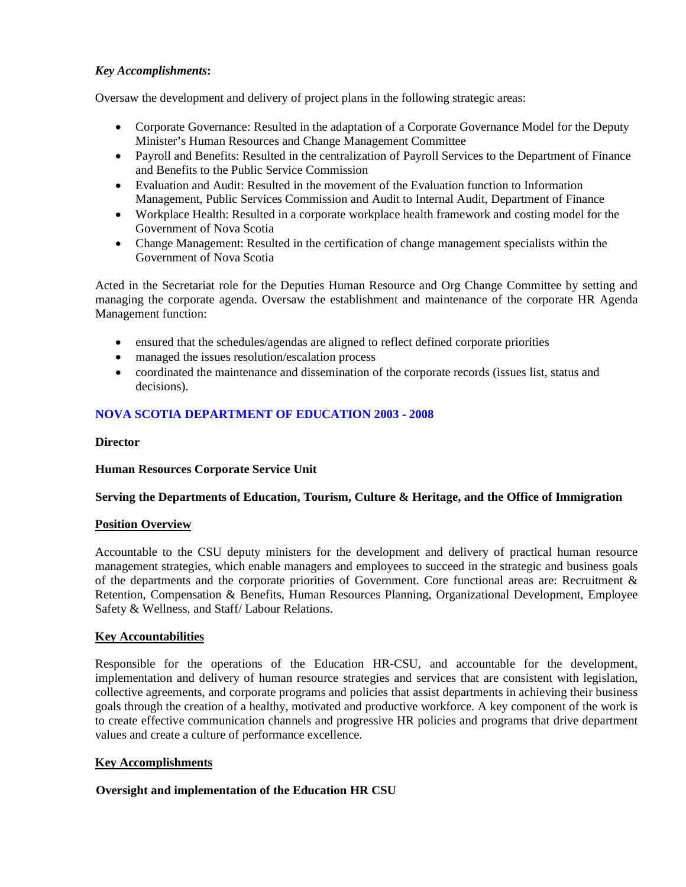***Key Accomplishments*:**

Oversaw the development and delivery of project plans in the following strategic areas:

- Corporate Governance: Resulted in the adaptation of a Corporate Governance Model for the Deputy Minister's Human Resources and Change Management Committee
- Payroll and Benefits: Resulted in the centralization of Payroll Services to the Department of Finance and Benefits to the Public Service Commission
- Evaluation and Audit: Resulted in the movement of the Evaluation function to Information Management, Public Services Commission and Audit to Internal Audit, Department of Finance
- Workplace Health: Resulted in a corporate workplace health framework and costing model for the Government of Nova Scotia
- Change Management: Resulted in the certification of change management specialists within the Government of Nova Scotia

Acted in the Secretariat role for the Deputies Human Resource and Org Change Committee by setting and managing the corporate agenda. Oversaw the establishment and maintenance of the corporate HR Agenda Management function:

- ensured that the schedules/agendas are aligned to reflect defined corporate priorities
- managed the issues resolution/escalation process
- coordinated the maintenance and dissemination of the corporate records (issues list, status and decisions).

## NOVA SCOTIA DEPARTMENT OF EDUCATION 2003 - 2008

**Director**

**Human Resources Corporate Service Unit**

**Serving the Departments of Education, Tourism, Culture & Heritage, and the Office of Immigration**

**Position Overview**

Accountable to the CSU deputy ministers for the development and delivery of practical human resource management strategies, which enable managers and employees to succeed in the strategic and business goals of the departments and the corporate priorities of Government. Core functional areas are: Recruitment & Retention, Compensation & Benefits, Human Resources Planning, Organizational Development, Employee Safety & Wellness, and Staff/ Labour Relations.

**Key Accountabilities**

Responsible for the operations of the Education HR-CSU, and accountable for the development, implementation and delivery of human resource strategies and services that are consistent with legislation, collective agreements, and corporate programs and policies that assist departments in achieving their business goals through the creation of a healthy, motivated and productive workforce. A key component of the work is to create effective communication channels and progressive HR policies and programs that drive department values and create a culture of performance excellence.

**Key Accomplishments**

**Oversight and implementation of the Education HR CSU**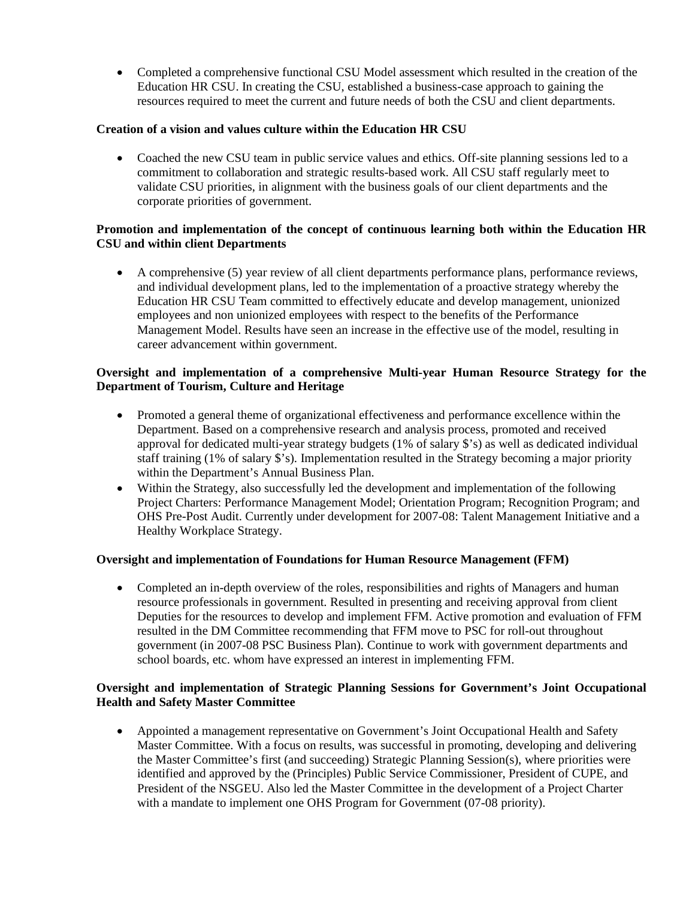- Completed a comprehensive functional CSU Model assessment which resulted in the creation of the Education HR CSU. In creating the CSU, established a business-case approach to gaining the resources required to meet the current and future needs of both the CSU and client departments.

**Creation of a vision and values culture within the Education HR CSU**

- Coached the new CSU team in public service values and ethics. Off-site planning sessions led to a commitment to collaboration and strategic results-based work. All CSU staff regularly meet to validate CSU priorities, in alignment with the business goals of our client departments and the corporate priorities of government.

**Promotion and implementation of the concept of continuous learning both within the Education HR CSU and within client Departments**

- A comprehensive (5) year review of all client departments performance plans, performance reviews, and individual development plans, led to the implementation of a proactive strategy whereby the Education HR CSU Team committed to effectively educate and develop management, unionized employees and non unionized employees with respect to the benefits of the Performance Management Model. Results have seen an increase in the effective use of the model, resulting in career advancement within government.

**Oversight and implementation of a comprehensive Multi-year Human Resource Strategy for the Department of Tourism, Culture and Heritage**

- Promoted a general theme of organizational effectiveness and performance excellence within the Department. Based on a comprehensive research and analysis process, promoted and received approval for dedicated multi-year strategy budgets (1% of salary $'s) as well as dedicated individual staff training (1% of salary $'s). Implementation resulted in the Strategy becoming a major priority within the Department's Annual Business Plan.
- Within the Strategy, also successfully led the development and implementation of the following Project Charters: Performance Management Model; Orientation Program; Recognition Program; and OHS Pre-Post Audit. Currently under development for 2007-08: Talent Management Initiative and a Healthy Workplace Strategy.

**Oversight and implementation of Foundations for Human Resource Management (FFM)**

- Completed an in-depth overview of the roles, responsibilities and rights of Managers and human resource professionals in government. Resulted in presenting and receiving approval from client Deputies for the resources to develop and implement FFM. Active promotion and evaluation of FFM resulted in the DM Committee recommending that FFM move to PSC for roll-out throughout government (in 2007-08 PSC Business Plan). Continue to work with government departments and school boards, etc. whom have expressed an interest in implementing FFM.

**Oversight and implementation of Strategic Planning Sessions for Government's Joint Occupational Health and Safety Master Committee**

- Appointed a management representative on Government's Joint Occupational Health and Safety Master Committee. With a focus on results, was successful in promoting, developing and delivering the Master Committee's first (and succeeding) Strategic Planning Session(s), where priorities were identified and approved by the (Principles) Public Service Commissioner, President of CUPE, and President of the NSGEU. Also led the Master Committee in the development of a Project Charter with a mandate to implement one OHS Program for Government (07-08 priority).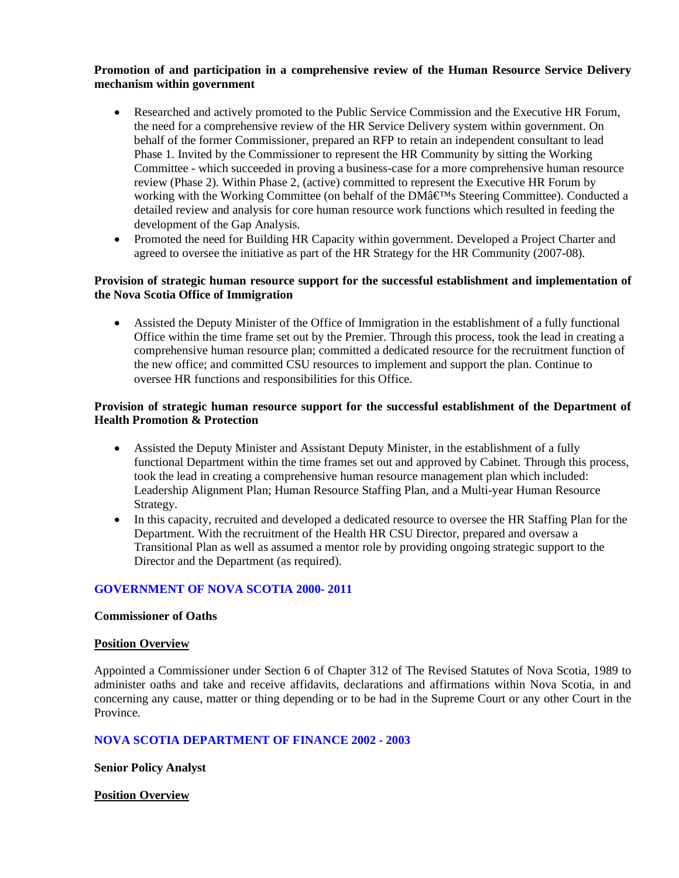**Promotion of and participation in a comprehensive review of the Human Resource Service Delivery mechanism within government**

- Researched and actively promoted to the Public Service Commission and the Executive HR Forum, the need for a comprehensive review of the HR Service Delivery system within government. On behalf of the former Commissioner, prepared an RFP to retain an independent consultant to lead Phase 1. Invited by the Commissioner to represent the HR Community by sitting the Working Committee - which succeeded in proving a business-case for a more comprehensive human resource review (Phase 2). Within Phase 2, (active) committed to represent the Executive HR Forum by working with the Working Committee (on behalf of the DMâ€™s Steering Committee). Conducted a detailed review and analysis for core human resource work functions which resulted in feeding the development of the Gap Analysis.
- Promoted the need for Building HR Capacity within government. Developed a Project Charter and agreed to oversee the initiative as part of the HR Strategy for the HR Community (2007-08).

**Provision of strategic human resource support for the successful establishment and implementation of the Nova Scotia Office of Immigration**

- Assisted the Deputy Minister of the Office of Immigration in the establishment of a fully functional Office within the time frame set out by the Premier. Through this process, took the lead in creating a comprehensive human resource plan; committed a dedicated resource for the recruitment function of the new office; and committed CSU resources to implement and support the plan. Continue to oversee HR functions and responsibilities for this Office.

**Provision of strategic human resource support for the successful establishment of the Department of Health Promotion & Protection**

- Assisted the Deputy Minister and Assistant Deputy Minister, in the establishment of a fully functional Department within the time frames set out and approved by Cabinet. Through this process, took the lead in creating a comprehensive human resource management plan which included: Leadership Alignment Plan; Human Resource Staffing Plan, and a Multi-year Human Resource Strategy.
- In this capacity, recruited and developed a dedicated resource to oversee the HR Staffing Plan for the Department. With the recruitment of the Health HR CSU Director, prepared and oversaw a Transitional Plan as well as assumed a mentor role by providing ongoing strategic support to the Director and the Department (as required).

## GOVERNMENT OF NOVA SCOTIA 2000- 2011

**Commissioner of Oaths**

**Position Overview**

Appointed a Commissioner under Section 6 of Chapter 312 of The Revised Statutes of Nova Scotia, 1989 to administer oaths and take and receive affidavits, declarations and affirmations within Nova Scotia, in and concerning any cause, matter or thing depending or to be had in the Supreme Court or any other Court in the Province.

## NOVA SCOTIA DEPARTMENT OF FINANCE 2002 - 2003

**Senior Policy Analyst**

**Position Overview**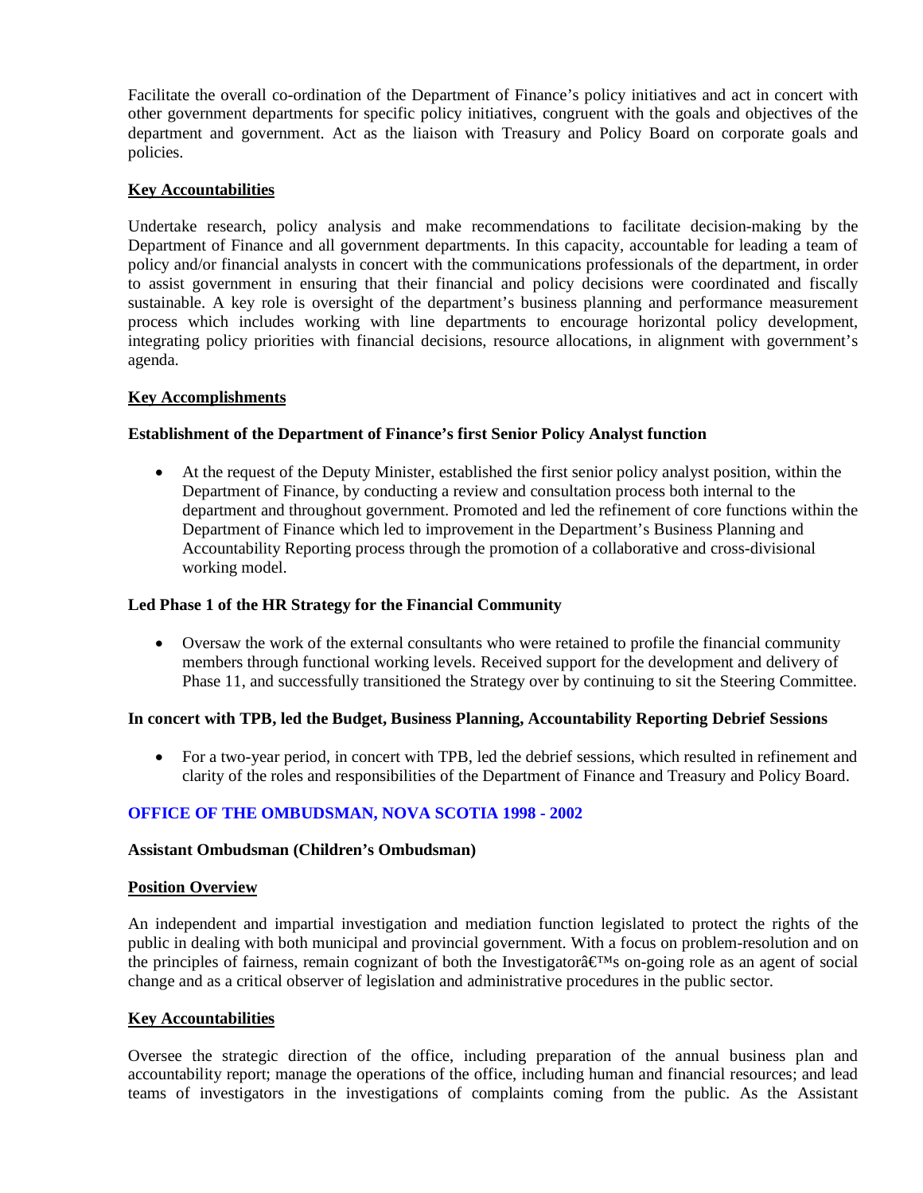Facilitate the overall co-ordination of the Department of Finance's policy initiatives and act in concert with other government departments for specific policy initiatives, congruent with the goals and objectives of the department and government. Act as the liaison with Treasury and Policy Board on corporate goals and policies.

**Key Accountabilities**

Undertake research, policy analysis and make recommendations to facilitate decision-making by the Department of Finance and all government departments. In this capacity, accountable for leading a team of policy and/or financial analysts in concert with the communications professionals of the department, in order to assist government in ensuring that their financial and policy decisions were coordinated and fiscally sustainable. A key role is oversight of the department's business planning and performance measurement process which includes working with line departments to encourage horizontal policy development, integrating policy priorities with financial decisions, resource allocations, in alignment with government's agenda.

**Key Accomplishments**

**Establishment of the Department of Finance's first Senior Policy Analyst function**

- At the request of the Deputy Minister, established the first senior policy analyst position, within the Department of Finance, by conducting a review and consultation process both internal to the department and throughout government. Promoted and led the refinement of core functions within the Department of Finance which led to improvement in the Department's Business Planning and Accountability Reporting process through the promotion of a collaborative and cross-divisional working model.

**Led Phase 1 of the HR Strategy for the Financial Community**

- Oversaw the work of the external consultants who were retained to profile the financial community members through functional working levels. Received support for the development and delivery of Phase 11, and successfully transitioned the Strategy over by continuing to sit the Steering Committee.

**In concert with TPB, led the Budget, Business Planning, Accountability Reporting Debrief Sessions**

- For a two-year period, in concert with TPB, led the debrief sessions, which resulted in refinement and clarity of the roles and responsibilities of the Department of Finance and Treasury and Policy Board.

## OFFICE OF THE OMBUDSMAN, NOVA SCOTIA 1998 - 2002

**Assistant Ombudsman (Children's Ombudsman)**

**Position Overview**

An independent and impartial investigation and mediation function legislated to protect the rights of the public in dealing with both municipal and provincial government. With a focus on problem-resolution and on the principles of fairness, remain cognizant of both the Investigatorâ€™s on-going role as an agent of social change and as a critical observer of legislation and administrative procedures in the public sector.

**Key Accountabilities**

Oversee the strategic direction of the office, including preparation of the annual business plan and accountability report; manage the operations of the office, including human and financial resources; and lead teams of investigators in the investigations of complaints coming from the public. As the Assistant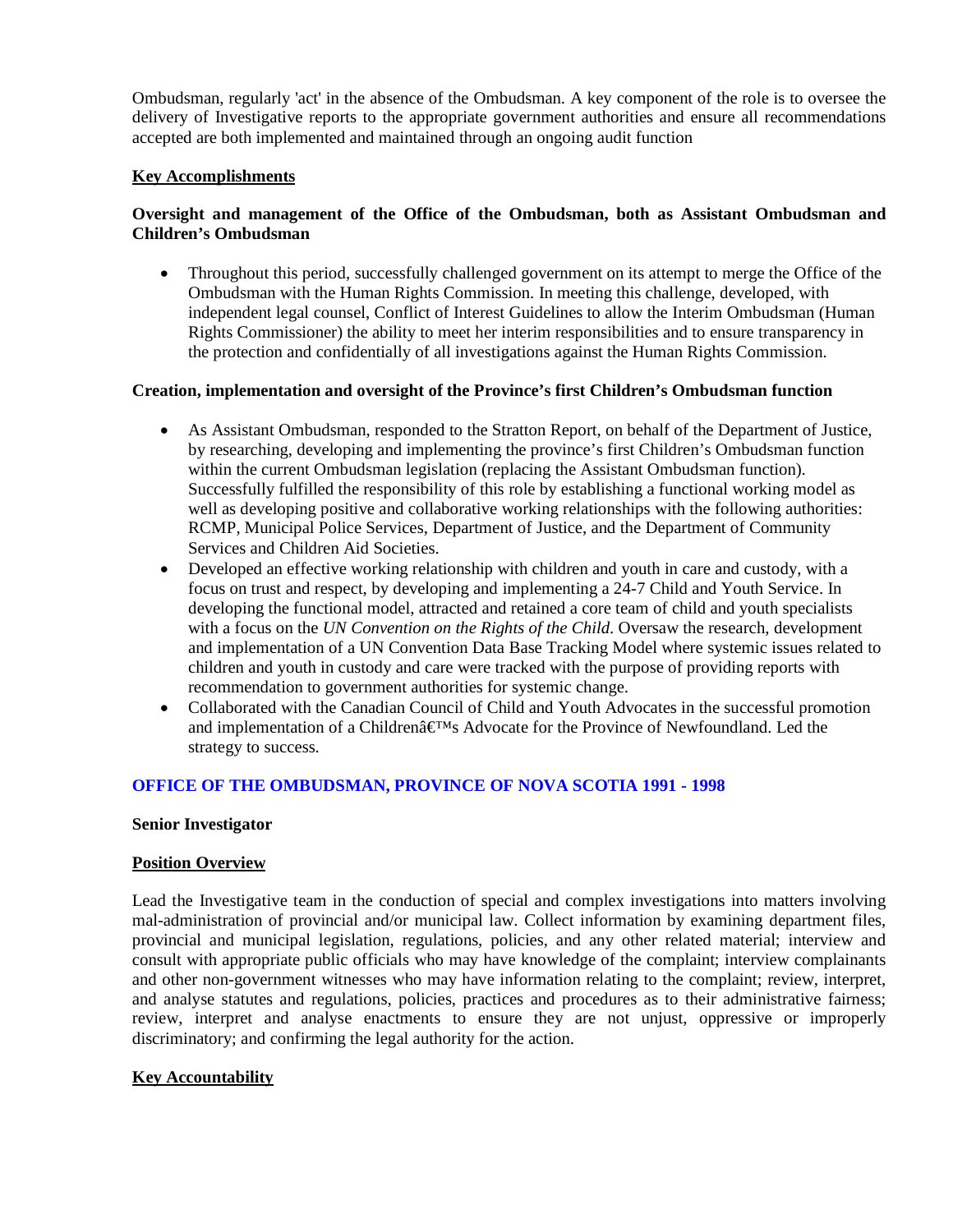Ombudsman, regularly 'act' in the absence of the Ombudsman. A key component of the role is to oversee the delivery of Investigative reports to the appropriate government authorities and ensure all recommendations accepted are both implemented and maintained through an ongoing audit function

**Key Accomplishments**

**Oversight and management of the Office of the Ombudsman, both as Assistant Ombudsman and Children's Ombudsman**

- Throughout this period, successfully challenged government on its attempt to merge the Office of the Ombudsman with the Human Rights Commission. In meeting this challenge, developed, with independent legal counsel, Conflict of Interest Guidelines to allow the Interim Ombudsman (Human Rights Commissioner) the ability to meet her interim responsibilities and to ensure transparency in the protection and confidentially of all investigations against the Human Rights Commission.

**Creation, implementation and oversight of the Province's first Children's Ombudsman function**

- As Assistant Ombudsman, responded to the Stratton Report, on behalf of the Department of Justice, by researching, developing and implementing the province's first Children's Ombudsman function within the current Ombudsman legislation (replacing the Assistant Ombudsman function). Successfully fulfilled the responsibility of this role by establishing a functional working model as well as developing positive and collaborative working relationships with the following authorities: RCMP, Municipal Police Services, Department of Justice, and the Department of Community Services and Children Aid Societies.
- Developed an effective working relationship with children and youth in care and custody, with a focus on trust and respect, by developing and implementing a 24-7 Child and Youth Service. In developing the functional model, attracted and retained a core team of child and youth specialists with a focus on the *UN Convention on the Rights of the Child*. Oversaw the research, development and implementation of a UN Convention Data Base Tracking Model where systemic issues related to children and youth in custody and care were tracked with the purpose of providing reports with recommendation to government authorities for systemic change.
- Collaborated with the Canadian Council of Child and Youth Advocates in the successful promotion and implementation of a Childrenâ€™s Advocate for the Province of Newfoundland. Led the strategy to success.

## OFFICE OF THE OMBUDSMAN, PROVINCE OF NOVA SCOTIA 1991 - 1998

**Senior Investigator**

**Position Overview**

Lead the Investigative team in the conduction of special and complex investigations into matters involving mal-administration of provincial and/or municipal law. Collect information by examining department files, provincial and municipal legislation, regulations, policies, and any other related material; interview and consult with appropriate public officials who may have knowledge of the complaint; interview complainants and other non-government witnesses who may have information relating to the complaint; review, interpret, and analyse statutes and regulations, policies, practices and procedures as to their administrative fairness; review, interpret and analyse enactments to ensure they are not unjust, oppressive or improperly discriminatory; and confirming the legal authority for the action.

**Key Accountability**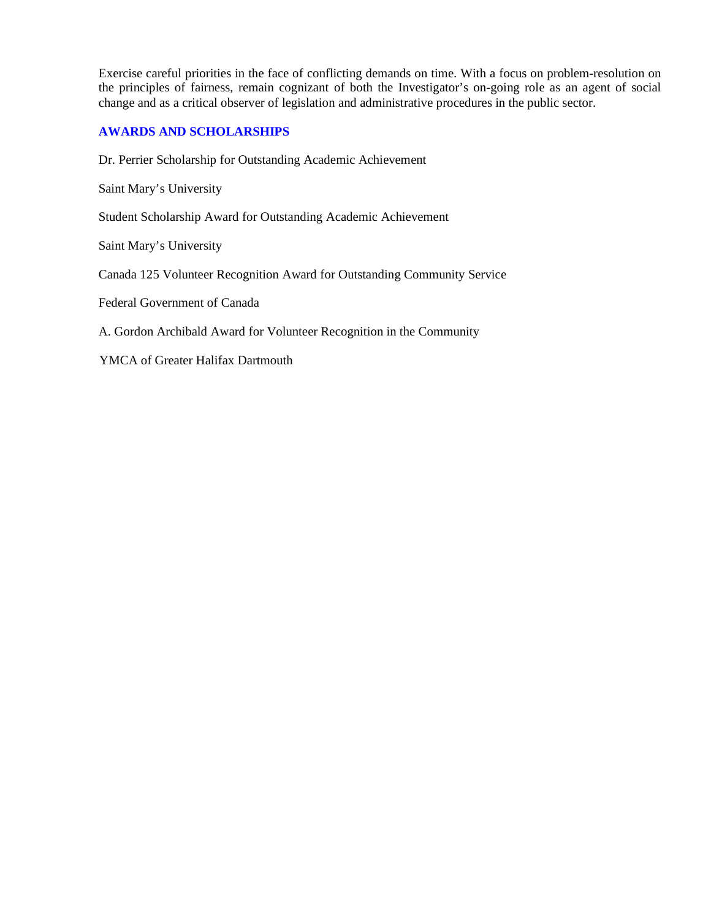Exercise careful priorities in the face of conflicting demands on time. With a focus on problem-resolution on the principles of fairness, remain cognizant of both the Investigator's on-going role as an agent of social change and as a critical observer of legislation and administrative procedures in the public sector.

## AWARDS AND SCHOLARSHIPS

Dr. Perrier Scholarship for Outstanding Academic Achievement

Saint Mary's University

Student Scholarship Award for Outstanding Academic Achievement

Saint Mary's University

Canada 125 Volunteer Recognition Award for Outstanding Community Service

Federal Government of Canada

A. Gordon Archibald Award for Volunteer Recognition in the Community

YMCA of Greater Halifax Dartmouth